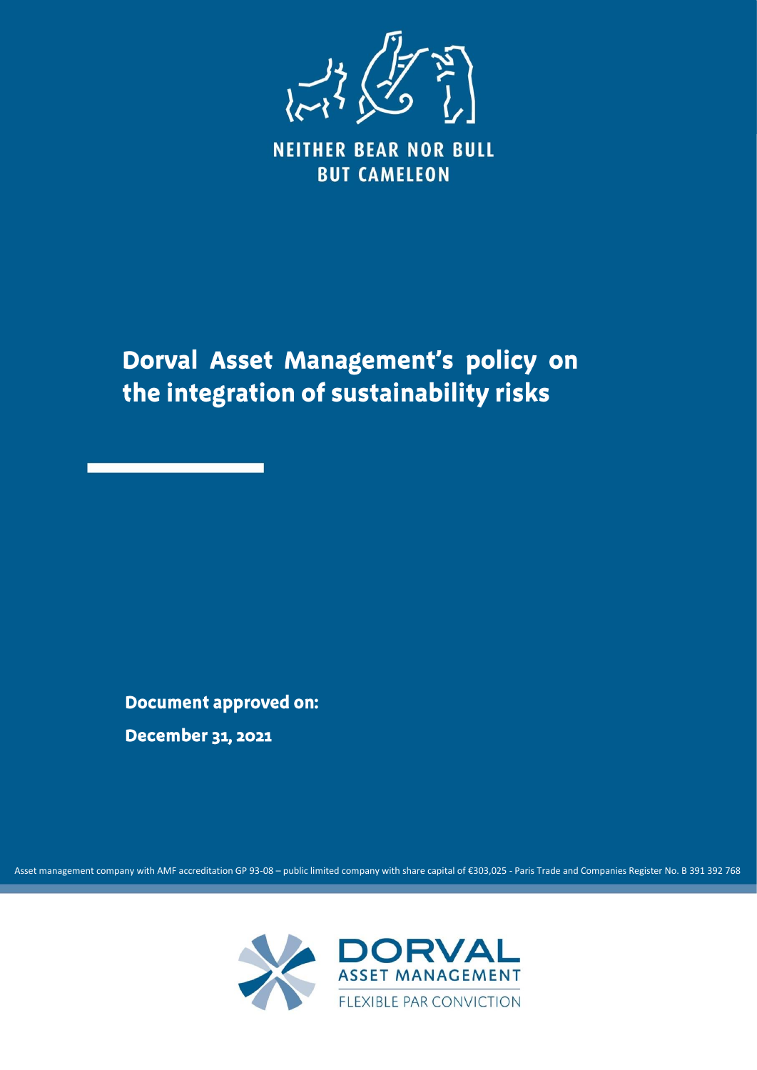NEITHER BEAR NOR BULL
BUT CAMELEON

# Dorval Asset Management's policy on the integration of sustainability risks

**Document approved on:**

**December 31, 2021**

Asset management company with AMF accreditation GP 93-08 – public limited company with share capital of €303,025 - Paris Trade and Companies Register No. B 391 392 768

DORVAL
ASSET MANAGEMENT
FLEXIBLE PAR CONVICTION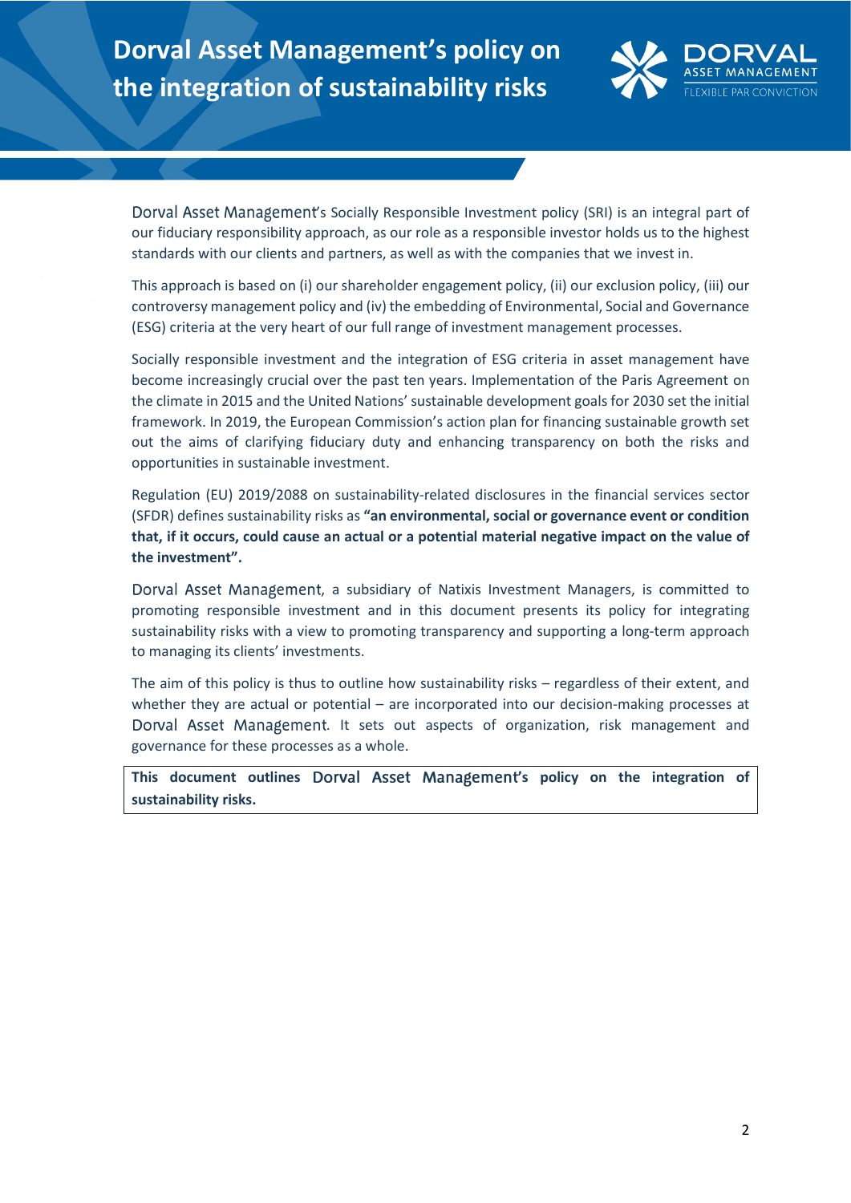# Dorval Asset Management's policy on the integration of sustainability risks

Dorval Asset Management's Socially Responsible Investment policy (SRI) is an integral part of our fiduciary responsibility approach, as our role as a responsible investor holds us to the highest standards with our clients and partners, as well as with the companies that we invest in.

This approach is based on (i) our shareholder engagement policy, (ii) our exclusion policy, (iii) our controversy management policy and (iv) the embedding of Environmental, Social and Governance (ESG) criteria at the very heart of our full range of investment management processes.

Socially responsible investment and the integration of ESG criteria in asset management have become increasingly crucial over the past ten years. Implementation of the Paris Agreement on the climate in 2015 and the United Nations' sustainable development goals for 2030 set the initial framework. In 2019, the European Commission's action plan for financing sustainable growth set out the aims of clarifying fiduciary duty and enhancing transparency on both the risks and opportunities in sustainable investment.

Regulation (EU) 2019/2088 on sustainability-related disclosures in the financial services sector (SFDR) defines sustainability risks as **"an environmental, social or governance event or condition that, if it occurs, could cause an actual or a potential material negative impact on the value of the investment".**

Dorval Asset Management, a subsidiary of Natixis Investment Managers, is committed to promoting responsible investment and in this document presents its policy for integrating sustainability risks with a view to promoting transparency and supporting a long-term approach to managing its clients' investments.

The aim of this policy is thus to outline how sustainability risks – regardless of their extent, and whether they are actual or potential – are incorporated into our decision-making processes at Dorval Asset Management. It sets out aspects of organization, risk management and governance for these processes as a whole.

**This document outlines Dorval Asset Management's policy on the integration of sustainability risks.**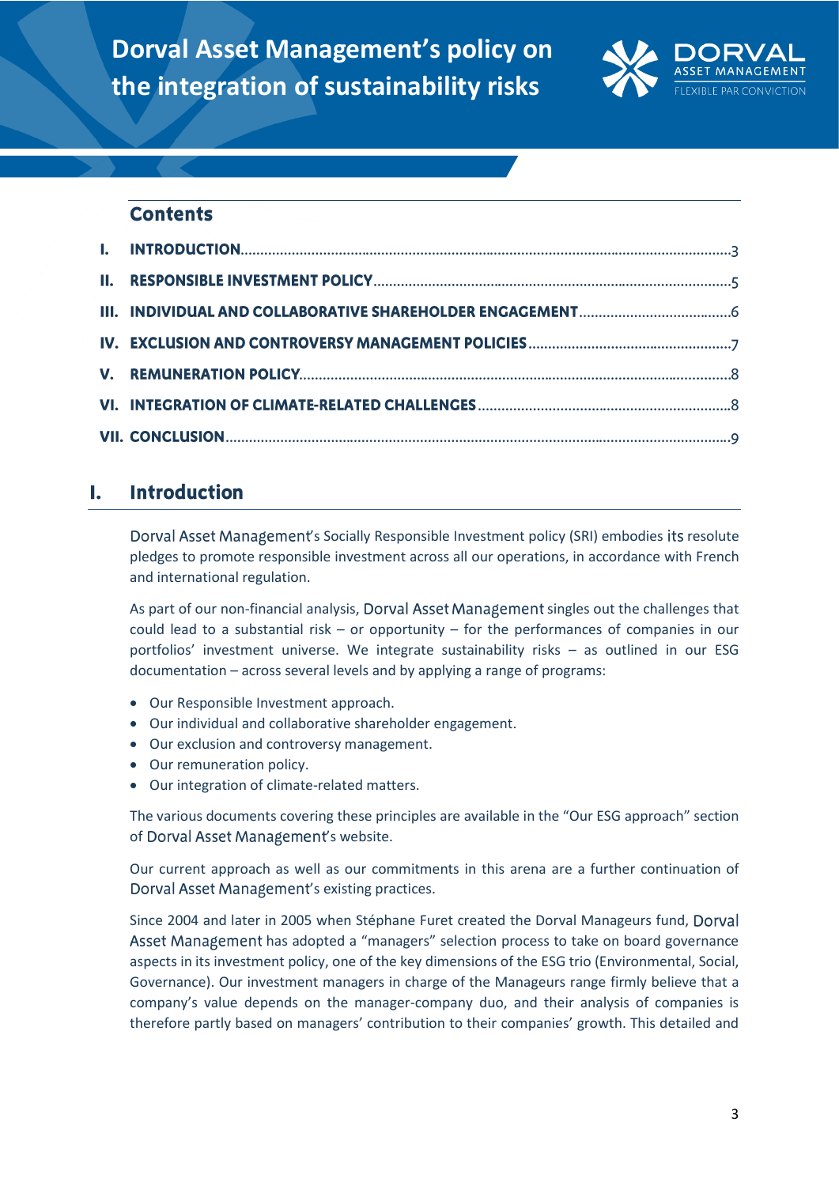# Dorval Asset Management's policy on the integration of sustainability risks

## Contents

| | | |
|---|---|---|
| I. | INTRODUCTION | 3 |
| II. | RESPONSIBLE INVESTMENT POLICY | 5 |
| III. | INDIVIDUAL AND COLLABORATIVE SHAREHOLDER ENGAGEMENT | 6 |
| IV. | EXCLUSION AND CONTROVERSY MANAGEMENT POLICIES | 7 |
| V. | REMUNERATION POLICY | 8 |
| VI. | INTEGRATION OF CLIMATE-RELATED CHALLENGES | 8 |
| VII. | CONCLUSION | 9 |

## I. Introduction

Dorval Asset Management's Socially Responsible Investment policy (SRI) embodies its resolute pledges to promote responsible investment across all our operations, in accordance with French and international regulation.

As part of our non-financial analysis, Dorval Asset Management singles out the challenges that could lead to a substantial risk – or opportunity – for the performances of companies in our portfolios' investment universe. We integrate sustainability risks – as outlined in our ESG documentation – across several levels and by applying a range of programs:

- Our Responsible Investment approach.
- Our individual and collaborative shareholder engagement.
- Our exclusion and controversy management.
- Our remuneration policy.
- Our integration of climate-related matters.

The various documents covering these principles are available in the "Our ESG approach" section of Dorval Asset Management's website.

Our current approach as well as our commitments in this arena are a further continuation of Dorval Asset Management's existing practices.

Since 2004 and later in 2005 when Stéphane Furet created the Dorval Manageurs fund, Dorval Asset Management has adopted a "managers" selection process to take on board governance aspects in its investment policy, one of the key dimensions of the ESG trio (Environmental, Social, Governance). Our investment managers in charge of the Manageurs range firmly believe that a company's value depends on the manager-company duo, and their analysis of companies is therefore partly based on managers' contribution to their companies' growth. This detailed and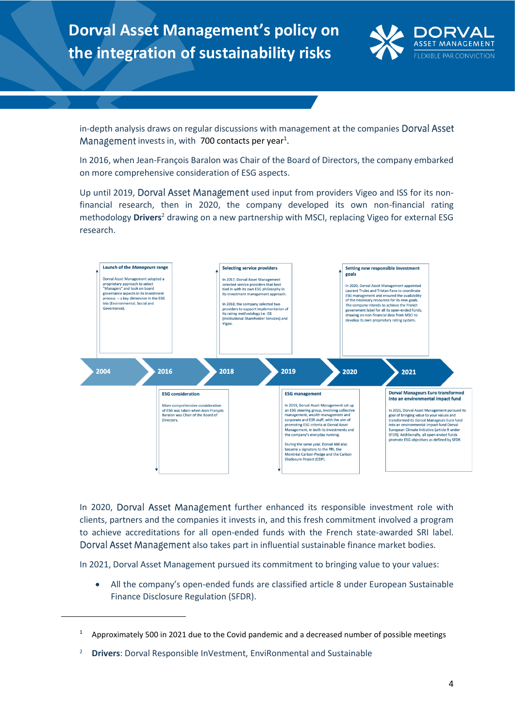in-depth analysis draws on regular discussions with management at the companies Dorval Asset Management invests in, with 700 contacts per year[1].

In 2016, when Jean-François Baralon was Chair of the Board of Directors, the company embarked on more comprehensive consideration of ESG aspects.

Up until 2019, Dorval Asset Management used input from providers Vigeo and ISS for its non-financial research, then in 2020, the company developed its own non-financial rating methodology **Drivers**[2] drawing on a new partnership with MSCI, replacing Vigeo for external ESG research.

**2004 – Launch of the *Manageurs* range**

Dorval Asset Management adopted a proprietary approach to select "Managers" and took on board governance aspects in its investment process – a key dimension in the ESG trio (Environmental, Social and Governance).

**2016 – ESG consideration**

More comprehensive consideration of ESG was taken when Jean-François Baralon was Chair of the Board of Directors.

**2018 – Selecting service providers**

In 2017, Dorval Asset Management selected service providers that best tied in with its own ESG philosophy in its investment management approach.

In 2018, the company selected two providers to support implementation of its rating methodology i.e. ISS (Institutional Shareholder Services) and Vigeo.

**2019 – ESG management**

In 2019, Dorval Asset Management set up an ESG steering group, involving collective management, wealth management and corporate and ESR staff, with the aim of promoting ESG criteria at Dorval Asset Management, in both its investments and the company's everyday running.

During the same year, Dorval AM also became a signatory to the PRI, the Montréal Carbon Pledge and the Carbon Disclosure Project (CDP).

**2020 – Setting new responsible investment goals**

In 2020, Dorval Asset Management appointed Laurent Trules and Tristan Fava to coordinate ESG management and ensured the availability of the necessary resources for its new goals. The company intends to achieve the French government label for all its open-ended funds, drawing on non-financial data from MSCI to develop its own proprietary rating system.

**2021 – Dorval Manageurs Euro transformed into an environmental impact fund**

In 2021, Dorval Asset Management pursued its goal of bringing value to your values and transformed its Dorval Manageurs Euro fund into an environmental impact fund Dorval European Climate Initiative (article 9 under SFDR). Additionally, all open-ended funds promote ESG objectives as defined by SFDR.

In 2020, Dorval Asset Management further enhanced its responsible investment role with clients, partners and the companies it invests in, and this fresh commitment involved a program to achieve accreditations for all open-ended funds with the French state-awarded SRI label. Dorval Asset Management also takes part in influential sustainable finance market bodies.

In 2021, Dorval Asset Management pursued its commitment to bringing value to your values:

- All the company's open-ended funds are classified article 8 under European Sustainable Finance Disclosure Regulation (SFDR).

---

[1] Approximately 500 in 2021 due to the Covid pandemic and a decreased number of possible meetings

[2] **Drivers**: Dorval Responsible InVestment, EnviRonmental and Sustainable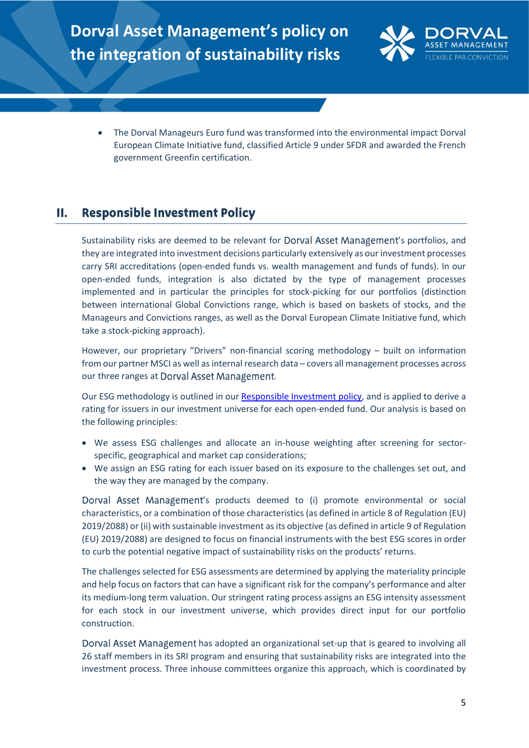- The Dorval Manageurs Euro fund was transformed into the environmental impact Dorval European Climate Initiative fund, classified Article 9 under SFDR and awarded the French government Greenfin certification.

## II. Responsible Investment Policy

Sustainability risks are deemed to be relevant for Dorval Asset Management's portfolios, and they are integrated into investment decisions particularly extensively as our investment processes carry SRI accreditations (open-ended funds vs. wealth management and funds of funds). In our open-ended funds, integration is also dictated by the type of management processes implemented and in particular the principles for stock-picking for our portfolios (distinction between international Global Convictions range, which is based on baskets of stocks, and the Manageurs and Convictions ranges, as well as the Dorval European Climate Initiative fund, which take a stock-picking approach).

However, our proprietary "Drivers" non-financial scoring methodology – built on information from our partner MSCI as well as internal research data – covers all management processes across our three ranges at Dorval Asset Management.

Our ESG methodology is outlined in our [Responsible Investment policy](), and is applied to derive a rating for issuers in our investment universe for each open-ended fund. Our analysis is based on the following principles:

- We assess ESG challenges and allocate an in-house weighting after screening for sector-specific, geographical and market cap considerations;
- We assign an ESG rating for each issuer based on its exposure to the challenges set out, and the way they are managed by the company.

Dorval Asset Management's products deemed to (i) promote environmental or social characteristics, or a combination of those characteristics (as defined in article 8 of Regulation (EU) 2019/2088) or (ii) with sustainable investment as its objective (as defined in article 9 of Regulation (EU) 2019/2088) are designed to focus on financial instruments with the best ESG scores in order to curb the potential negative impact of sustainability risks on the products' returns.

The challenges selected for ESG assessments are determined by applying the materiality principle and help focus on factors that can have a significant risk for the company's performance and alter its medium-long term valuation. Our stringent rating process assigns an ESG intensity assessment for each stock in our investment universe, which provides direct input for our portfolio construction.

Dorval Asset Management has adopted an organizational set-up that is geared to involving all 26 staff members in its SRI program and ensuring that sustainability risks are integrated into the investment process. Three inhouse committees organize this approach, which is coordinated by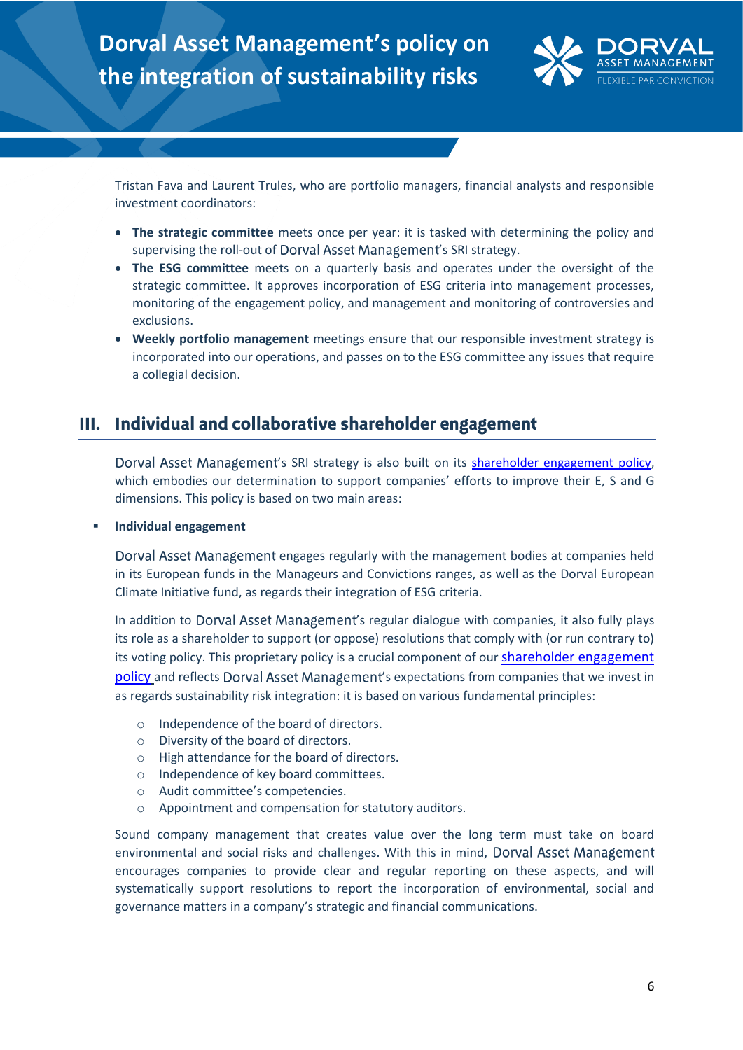Tristan Fava and Laurent Trules, who are portfolio managers, financial analysts and responsible investment coordinators:

- **The strategic committee** meets once per year: it is tasked with determining the policy and supervising the roll-out of Dorval Asset Management's SRI strategy.
- **The ESG committee** meets on a quarterly basis and operates under the oversight of the strategic committee. It approves incorporation of ESG criteria into management processes, monitoring of the engagement policy, and management and monitoring of controversies and exclusions.
- **Weekly portfolio management** meetings ensure that our responsible investment strategy is incorporated into our operations, and passes on to the ESG committee any issues that require a collegial decision.

## III. Individual and collaborative shareholder engagement

Dorval Asset Management's SRI strategy is also built on its shareholder engagement policy, which embodies our determination to support companies' efforts to improve their E, S and G dimensions. This policy is based on two main areas:

- **Individual engagement**

Dorval Asset Management engages regularly with the management bodies at companies held in its European funds in the Manageurs and Convictions ranges, as well as the Dorval European Climate Initiative fund, as regards their integration of ESG criteria.

In addition to Dorval Asset Management's regular dialogue with companies, it also fully plays its role as a shareholder to support (or oppose) resolutions that comply with (or run contrary to) its voting policy. This proprietary policy is a crucial component of our shareholder engagement policy and reflects Dorval Asset Management's expectations from companies that we invest in as regards sustainability risk integration: it is based on various fundamental principles:

- Independence of the board of directors.
- Diversity of the board of directors.
- High attendance for the board of directors.
- Independence of key board committees.
- Audit committee's competencies.
- Appointment and compensation for statutory auditors.

Sound company management that creates value over the long term must take on board environmental and social risks and challenges. With this in mind, Dorval Asset Management encourages companies to provide clear and regular reporting on these aspects, and will systematically support resolutions to report the incorporation of environmental, social and governance matters in a company's strategic and financial communications.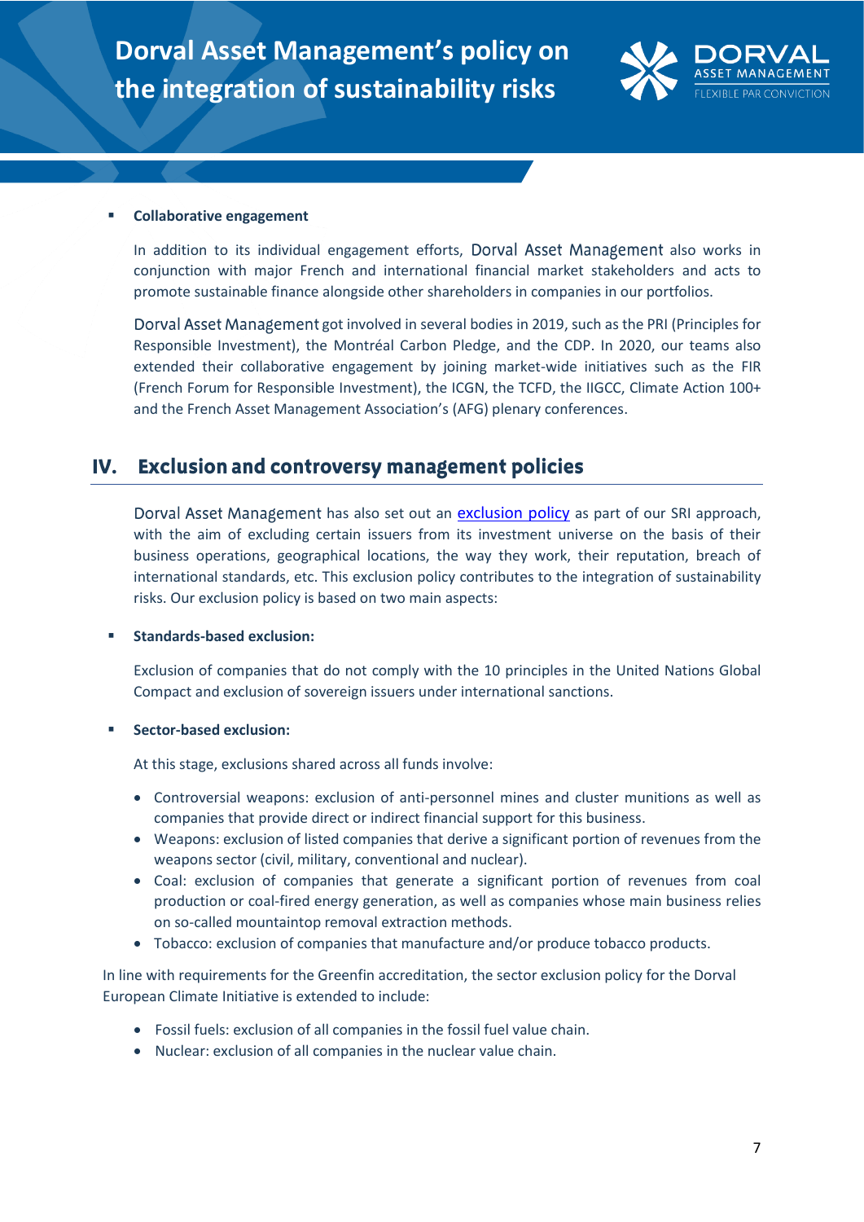- **Collaborative engagement**

  In addition to its individual engagement efforts, Dorval Asset Management also works in conjunction with major French and international financial market stakeholders and acts to promote sustainable finance alongside other shareholders in companies in our portfolios.

  Dorval Asset Management got involved in several bodies in 2019, such as the PRI (Principles for Responsible Investment), the Montréal Carbon Pledge, and the CDP. In 2020, our teams also extended their collaborative engagement by joining market-wide initiatives such as the FIR (French Forum for Responsible Investment), the ICGN, the TCFD, the IIGCC, Climate Action 100+ and the French Asset Management Association's (AFG) plenary conferences.

## IV. Exclusion and controversy management policies

Dorval Asset Management has also set out an [exclusion policy]() as part of our SRI approach, with the aim of excluding certain issuers from its investment universe on the basis of their business operations, geographical locations, the way they work, their reputation, breach of international standards, etc. This exclusion policy contributes to the integration of sustainability risks. Our exclusion policy is based on two main aspects:

- **Standards-based exclusion:**

  Exclusion of companies that do not comply with the 10 principles in the United Nations Global Compact and exclusion of sovereign issuers under international sanctions.

- **Sector-based exclusion:**

  At this stage, exclusions shared across all funds involve:

  - Controversial weapons: exclusion of anti-personnel mines and cluster munitions as well as companies that provide direct or indirect financial support for this business.
  - Weapons: exclusion of listed companies that derive a significant portion of revenues from the weapons sector (civil, military, conventional and nuclear).
  - Coal: exclusion of companies that generate a significant portion of revenues from coal production or coal-fired energy generation, as well as companies whose main business relies on so-called mountaintop removal extraction methods.
  - Tobacco: exclusion of companies that manufacture and/or produce tobacco products.

In line with requirements for the Greenfin accreditation, the sector exclusion policy for the Dorval European Climate Initiative is extended to include:

- Fossil fuels: exclusion of all companies in the fossil fuel value chain.
- Nuclear: exclusion of all companies in the nuclear value chain.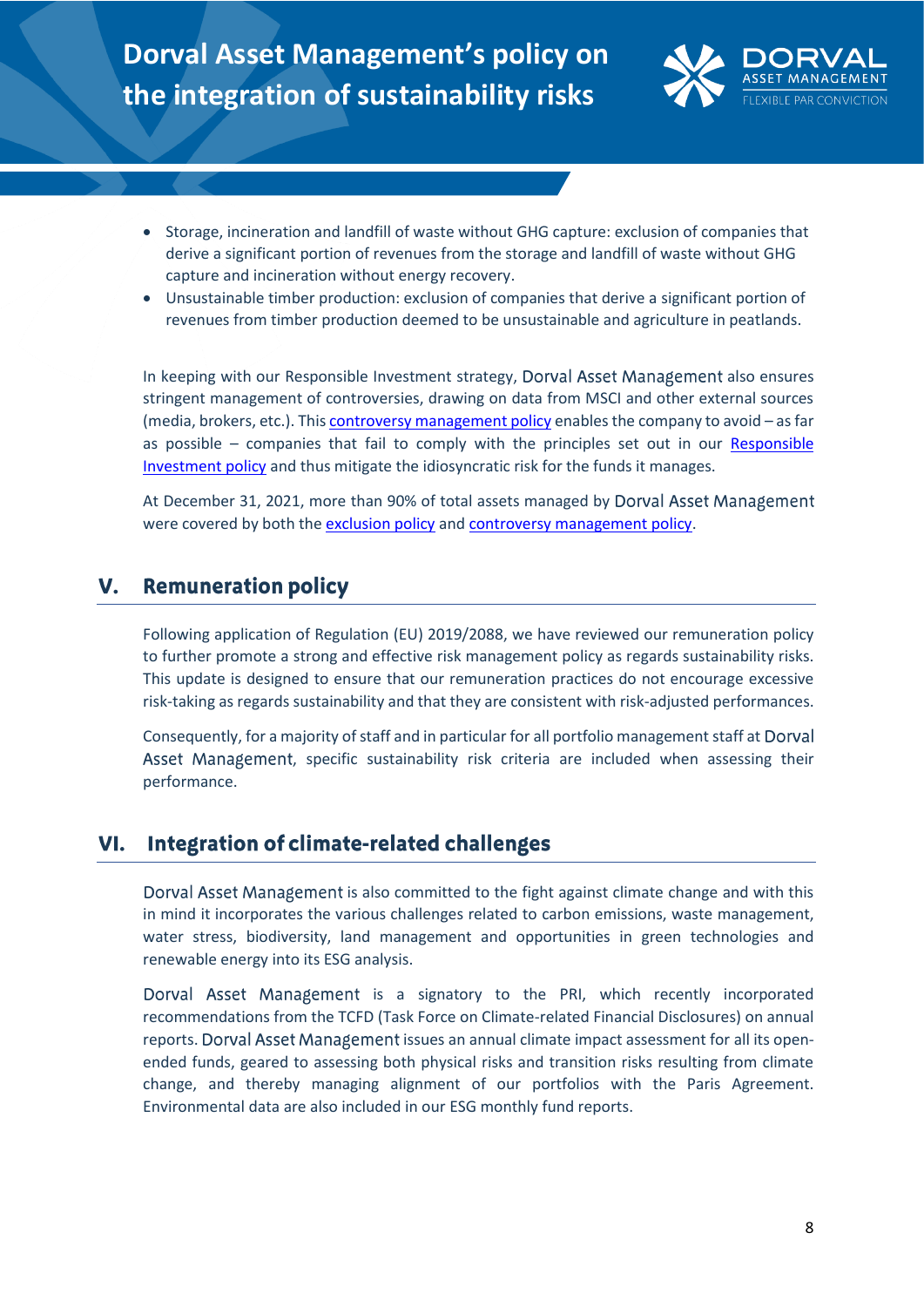- Storage, incineration and landfill of waste without GHG capture: exclusion of companies that derive a significant portion of revenues from the storage and landfill of waste without GHG capture and incineration without energy recovery.
- Unsustainable timber production: exclusion of companies that derive a significant portion of revenues from timber production deemed to be unsustainable and agriculture in peatlands.

In keeping with our Responsible Investment strategy, Dorval Asset Management also ensures stringent management of controversies, drawing on data from MSCI and other external sources (media, brokers, etc.). This controversy management policy enables the company to avoid – as far as possible – companies that fail to comply with the principles set out in our Responsible Investment policy and thus mitigate the idiosyncratic risk for the funds it manages.

At December 31, 2021, more than 90% of total assets managed by Dorval Asset Management were covered by both the exclusion policy and controversy management policy.

## V. Remuneration policy

Following application of Regulation (EU) 2019/2088, we have reviewed our remuneration policy to further promote a strong and effective risk management policy as regards sustainability risks. This update is designed to ensure that our remuneration practices do not encourage excessive risk-taking as regards sustainability and that they are consistent with risk-adjusted performances.

Consequently, for a majority of staff and in particular for all portfolio management staff at Dorval Asset Management, specific sustainability risk criteria are included when assessing their performance.

## VI. Integration of climate-related challenges

Dorval Asset Management is also committed to the fight against climate change and with this in mind it incorporates the various challenges related to carbon emissions, waste management, water stress, biodiversity, land management and opportunities in green technologies and renewable energy into its ESG analysis.

Dorval Asset Management is a signatory to the PRI, which recently incorporated recommendations from the TCFD (Task Force on Climate-related Financial Disclosures) on annual reports. Dorval Asset Management issues an annual climate impact assessment for all its open-ended funds, geared to assessing both physical risks and transition risks resulting from climate change, and thereby managing alignment of our portfolios with the Paris Agreement. Environmental data are also included in our ESG monthly fund reports.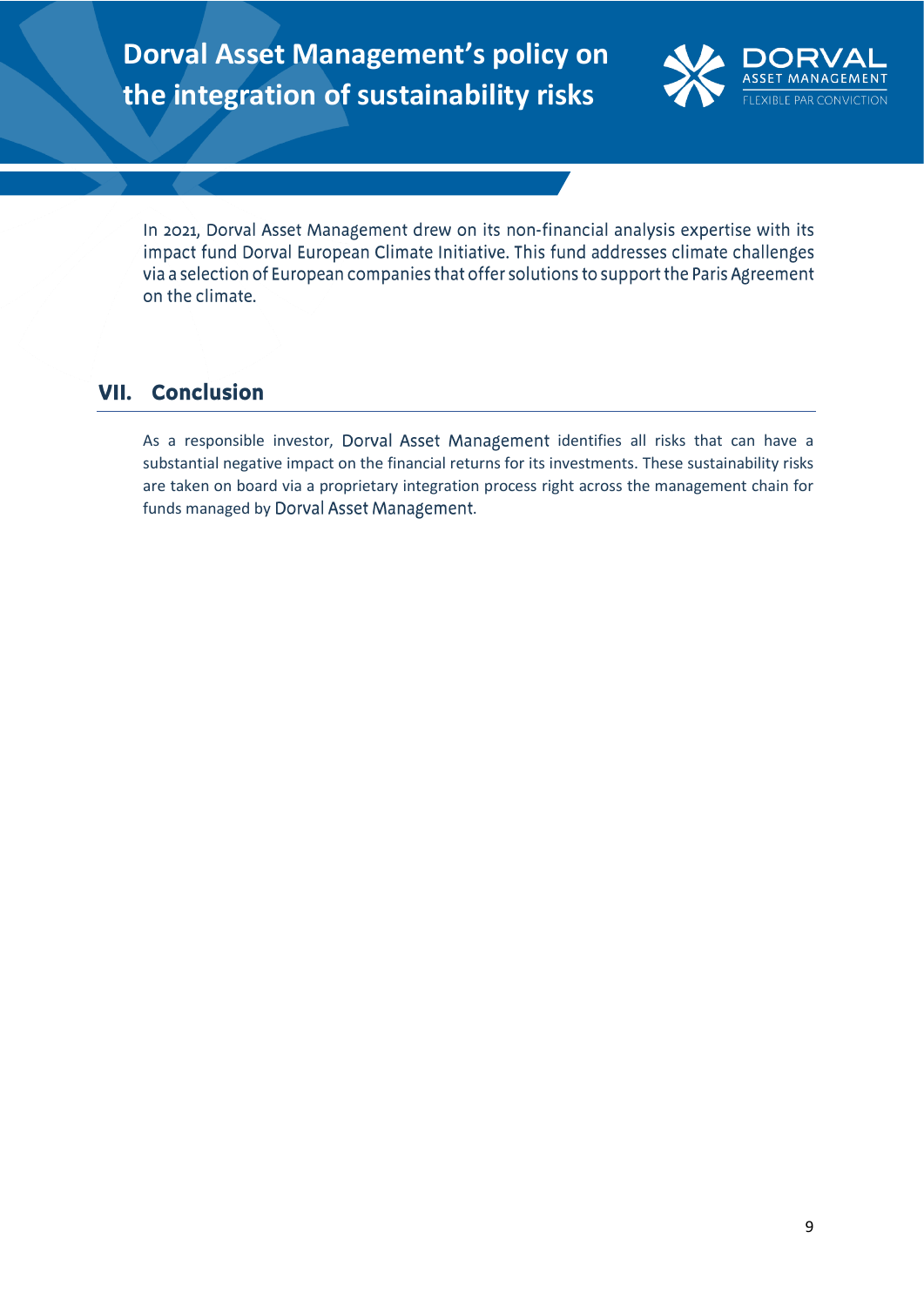In 2021, Dorval Asset Management drew on its non-financial analysis expertise with its impact fund Dorval European Climate Initiative. This fund addresses climate challenges via a selection of European companies that offer solutions to support the Paris Agreement on the climate.

## VII. Conclusion

As a responsible investor, Dorval Asset Management identifies all risks that can have a substantial negative impact on the financial returns for its investments. These sustainability risks are taken on board via a proprietary integration process right across the management chain for funds managed by Dorval Asset Management.